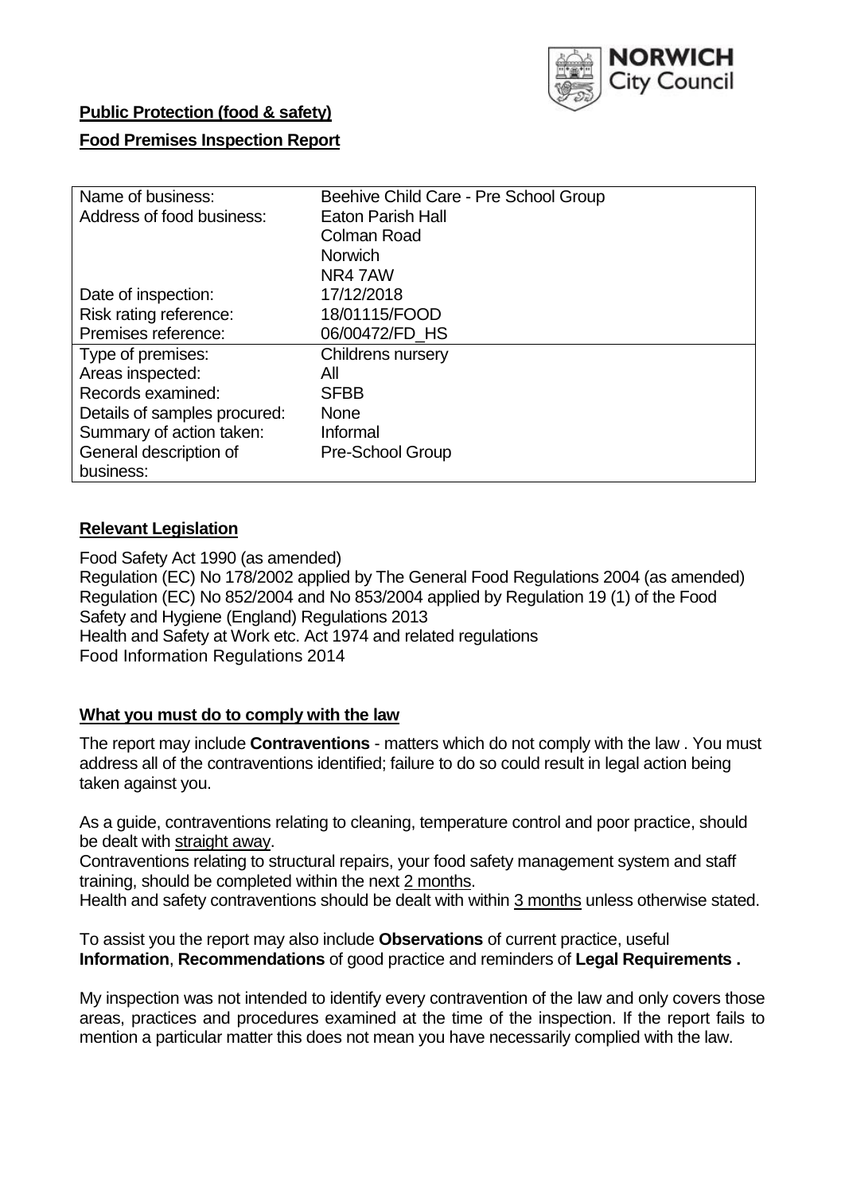NORWICH City Council

**Public Protection (food & safety)**

**Food Premises Inspection Report**

| Name of business: | Beehive Child Care - Pre School Group |
|---|---|
| Address of food business: | Eaton Parish Hall<br>Colman Road<br>Norwich<br>NR4 7AW |
| Date of inspection: | 17/12/2018 |
| Risk rating reference: | 18/01115/FOOD |
| Premises reference: | 06/00472/FD_HS |
| Type of premises: | Childrens nursery |
| Areas inspected: | All |
| Records examined: | SFBB |
| Details of samples procured: | None |
| Summary of action taken: | Informal |
| General description of business: | Pre-School Group |

## Relevant Legislation

Food Safety Act 1990 (as amended)
Regulation (EC) No 178/2002 applied by The General Food Regulations 2004 (as amended)
Regulation (EC) No 852/2004 and No 853/2004 applied by Regulation 19 (1) of the Food Safety and Hygiene (England) Regulations 2013
Health and Safety at Work etc. Act 1974 and related regulations
Food Information Regulations 2014

## What you must do to comply with the law

The report may include **Contraventions** - matters which do not comply with the law . You must address all of the contraventions identified; failure to do so could result in legal action being taken against you.

As a guide, contraventions relating to cleaning, temperature control and poor practice, should be dealt with straight away.
Contraventions relating to structural repairs, your food safety management system and staff training, should be completed within the next 2 months.
Health and safety contraventions should be dealt with within 3 months unless otherwise stated.

To assist you the report may also include **Observations** of current practice, useful **Information**, **Recommendations** of good practice and reminders of **Legal Requirements .**

My inspection was not intended to identify every contravention of the law and only covers those areas, practices and procedures examined at the time of the inspection. If the report fails to mention a particular matter this does not mean you have necessarily complied with the law.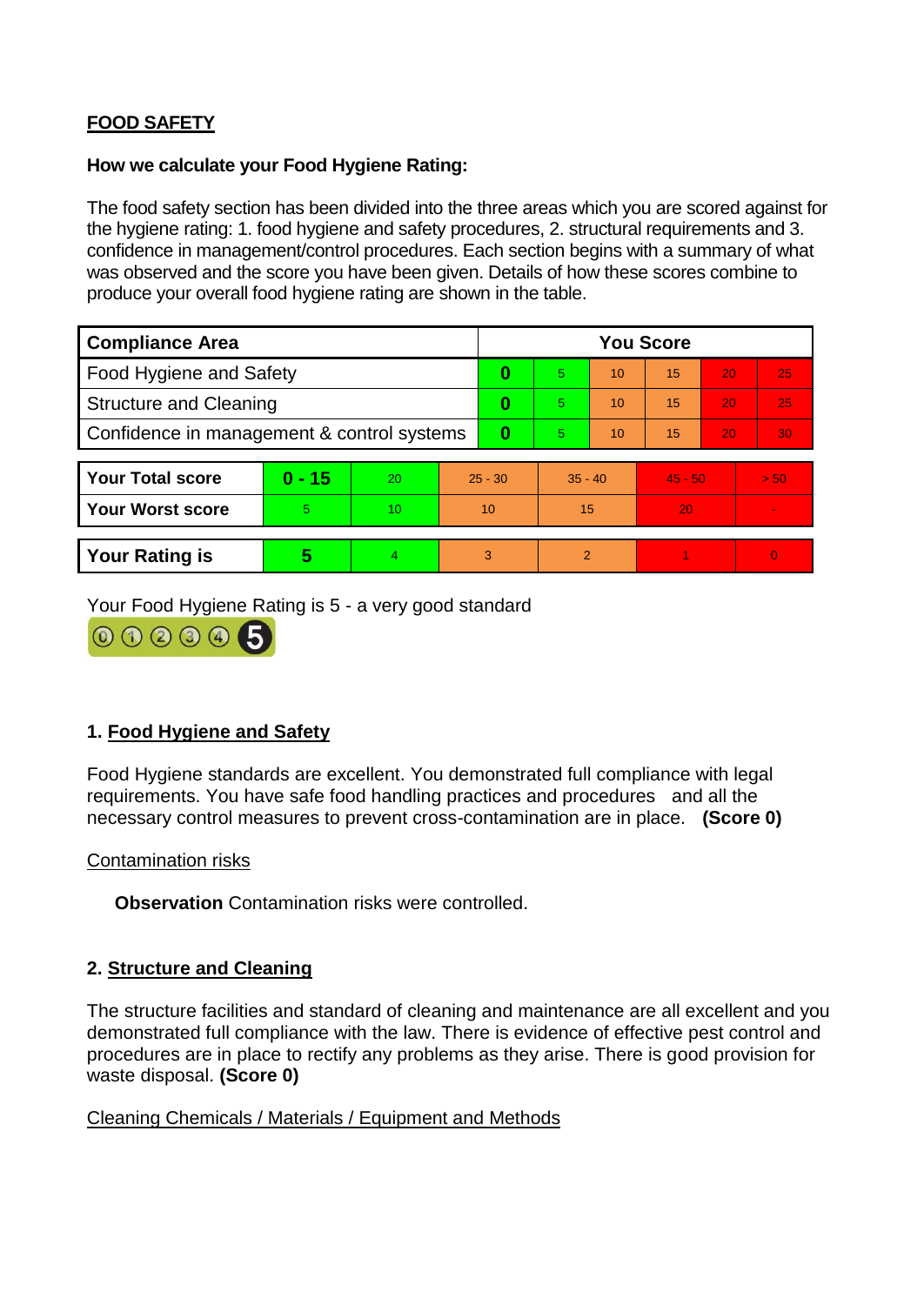## FOOD SAFETY

**How we calculate your Food Hygiene Rating:**

The food safety section has been divided into the three areas which you are scored against for the hygiene rating: 1. food hygiene and safety procedures, 2. structural requirements and 3. confidence in management/control procedures. Each section begins with a summary of what was observed and the score you have been given. Details of how these scores combine to produce your overall food hygiene rating are shown in the table.

| Compliance Area | You Score | | | | | |
|---|---|---|---|---|---|---|
| Food Hygiene and Safety | **0** | 5 | 10 | 15 | 20 | 25 |
| Structure and Cleaning | **0** | 5 | 10 | 15 | 20 | 25 |
| Confidence in management & control systems | **0** | 5 | 10 | 15 | 20 | 30 |

| | | | | | | |
|---|---|---|---|---|---|---|
| **Your Total score** | **0 - 15** | 20 | 25 - 30 | 35 - 40 | 45 - 50 | > 50 |
| **Your Worst score** | 5 | 10 | 10 | 15 | 20 | - |
| **Your Rating is** | **5** | 4 | 3 | 2 | 1 | 0 |

Your Food Hygiene Rating is 5 - a very good standard

### 1. Food Hygiene and Safety

Food Hygiene standards are excellent. You demonstrated full compliance with legal requirements. You have safe food handling practices and procedures and all the necessary control measures to prevent cross-contamination are in place. **(Score 0)**

Contamination risks

**Observation** Contamination risks were controlled.

### 2. Structure and Cleaning

The structure facilities and standard of cleaning and maintenance are all excellent and you demonstrated full compliance with the law. There is evidence of effective pest control and procedures are in place to rectify any problems as they arise. There is good provision for waste disposal. **(Score 0)**

Cleaning Chemicals / Materials / Equipment and Methods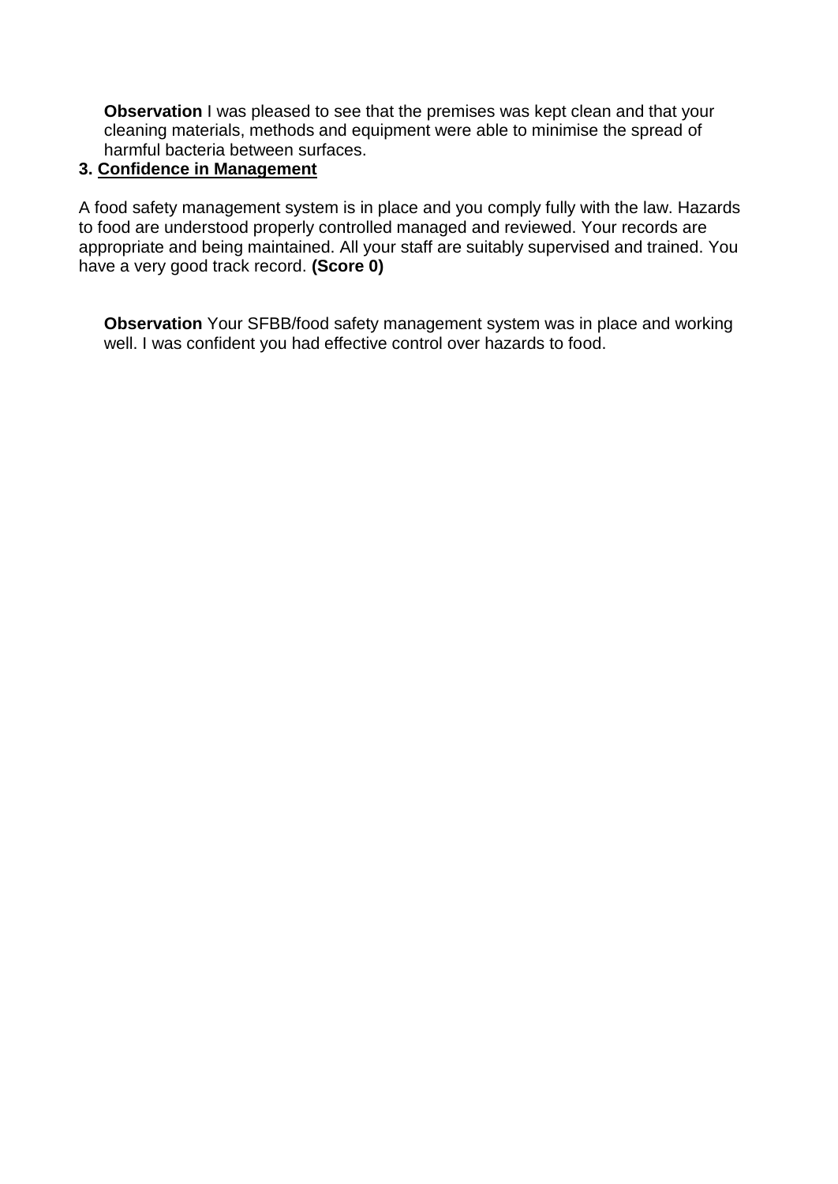**Observation** I was pleased to see that the premises was kept clean and that your cleaning materials, methods and equipment were able to minimise the spread of harmful bacteria between surfaces.

### 3. Confidence in Management

A food safety management system is in place and you comply fully with the law. Hazards to food are understood properly controlled managed and reviewed. Your records are appropriate and being maintained. All your staff are suitably supervised and trained. You have a very good track record. **(Score 0)**

**Observation** Your SFBB/food safety management system was in place and working well. I was confident you had effective control over hazards to food.